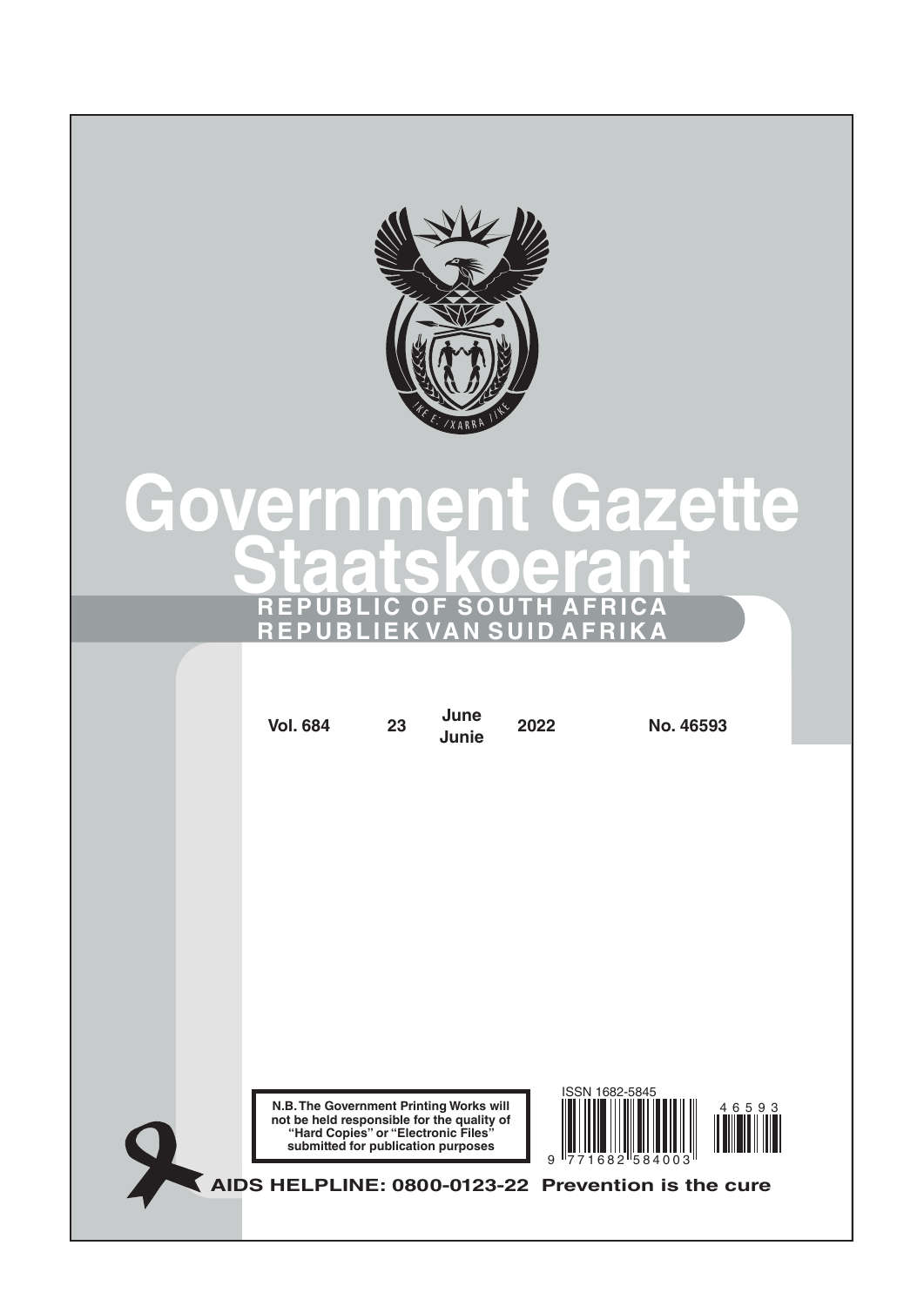# Government Gazette

# Staatskoerant

**REPUBLIC OF SOUTH AFRICA**

**REPUBLIEK VAN SUID AFRIKA**

| Vol. 684 | 23 | June Junie | 2022 | No. 46593 |
|---|---|---|---|---|

**N.B. The Government Printing Works will not be held responsible for the quality of "Hard Copies" or "Electronic Files" submitted for publication purposes**

ISSN 1682-5845

9 771682 584003

46593

**AIDS HELPLINE: 0800-0123-22 Prevention is the cure**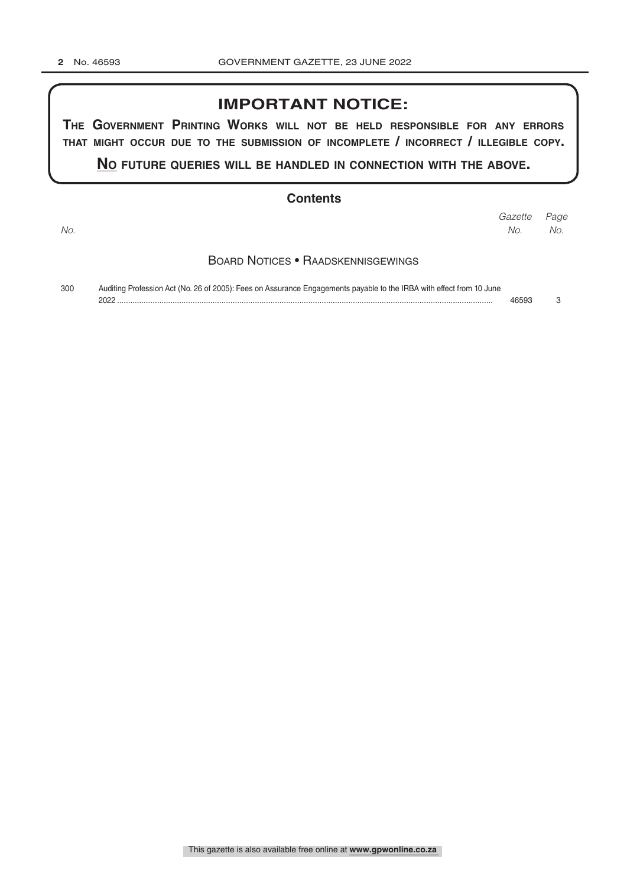# IMPORTANT NOTICE:

**THE GOVERNMENT PRINTING WORKS WILL NOT BE HELD RESPONSIBLE FOR ANY ERRORS THAT MIGHT OCCUR DUE TO THE SUBMISSION OF INCOMPLETE / INCORRECT / ILLEGIBLE COPY.**

**NO FUTURE QUERIES WILL BE HANDLED IN CONNECTION WITH THE ABOVE.**

## Contents

| *No.* | | *Gazette No.* | *Page No.* |
|---|---|---|---|
| | **BOARD NOTICES • RAADSKENNISGEWINGS** | | |
| 300 | Auditing Profession Act (No. 26 of 2005): Fees on Assurance Engagements payable to the IRBA with effect from 10 June 2022 | 46593 | 3 |

This gazette is also available free online at **www.gpwonline.co.za**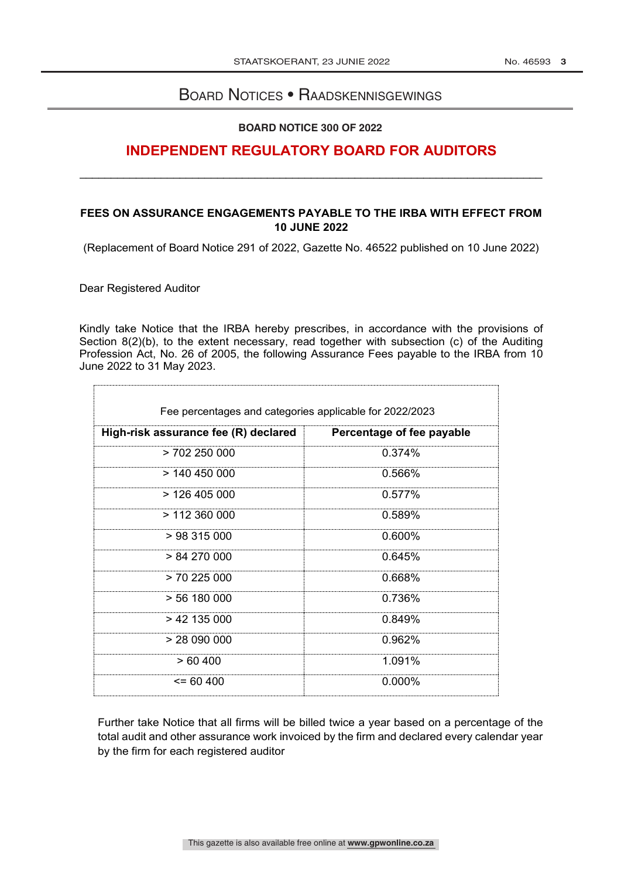# Board Notices • Raadskennisgewings

**BOARD NOTICE 300 OF 2022**

## INDEPENDENT REGULATORY BOARD FOR AUDITORS

---

**FEES ON ASSURANCE ENGAGEMENTS PAYABLE TO THE IRBA WITH EFFECT FROM 10 JUNE 2022**

(Replacement of Board Notice 291 of 2022, Gazette No. 46522 published on 10 June 2022)

Dear Registered Auditor

Kindly take Notice that the IRBA hereby prescribes, in accordance with the provisions of Section 8(2)(b), to the extent necessary, read together with subsection (c) of the Auditing Profession Act, No. 26 of 2005, the following Assurance Fees payable to the IRBA from 10 June 2022 to 31 May 2023.

| Fee percentages and categories applicable for 2022/2023 | |
|---|---|
| **High-risk assurance fee (R) declared** | **Percentage of fee payable** |
| > 702 250 000 | 0.374% |
| > 140 450 000 | 0.566% |
| > 126 405 000 | 0.577% |
| > 112 360 000 | 0.589% |
| > 98 315 000 | 0.600% |
| > 84 270 000 | 0.645% |
| > 70 225 000 | 0.668% |
| > 56 180 000 | 0.736% |
| > 42 135 000 | 0.849% |
| > 28 090 000 | 0.962% |
| > 60 400 | 1.091% |
| <= 60 400 | 0.000% |

Further take Notice that all firms will be billed twice a year based on a percentage of the total audit and other assurance work invoiced by the firm and declared every calendar year by the firm for each registered auditor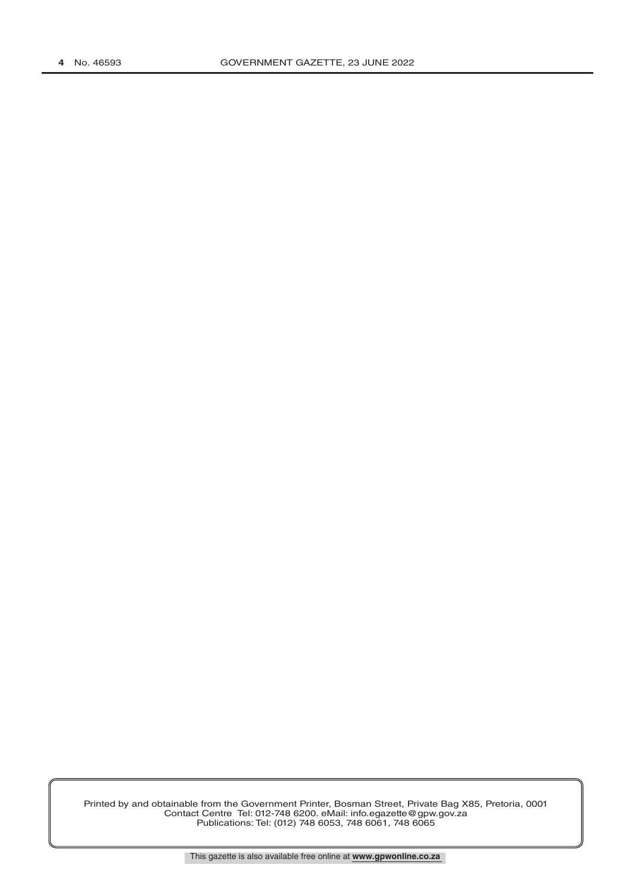Printed by and obtainable from the Government Printer, Bosman Street, Private Bag X85, Pretoria, 0001
Contact Centre Tel: 012-748 6200. eMail: info.egazette@gpw.gov.za
Publications: Tel: (012) 748 6053, 748 6061, 748 6065